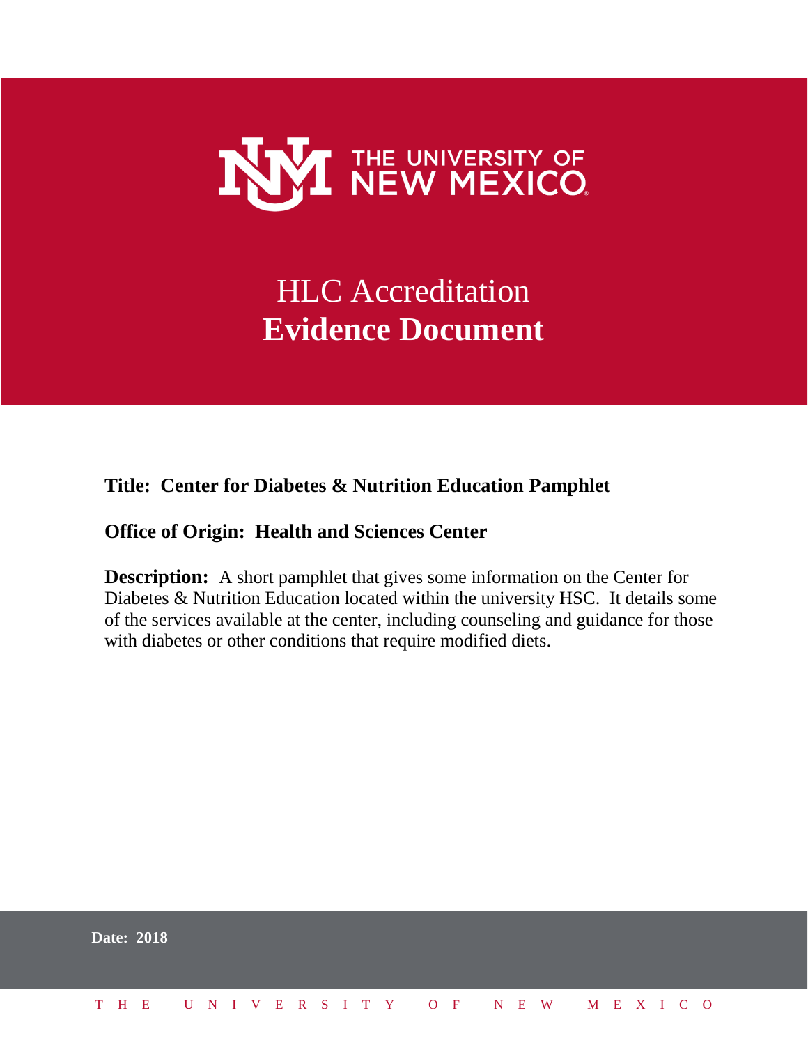THE UNIVERSITY OF NEW MEXICO

# HLC Accreditation
# **Evidence Document**

**Title: Center for Diabetes & Nutrition Education Pamphlet**

**Office of Origin: Health and Sciences Center**

**Description:** A short pamphlet that gives some information on the Center for Diabetes & Nutrition Education located within the university HSC. It details some of the services available at the center, including counseling and guidance for those with diabetes or other conditions that require modified diets.

**Date: 2018**

THE UNIVERSITY OF NEW MEXICO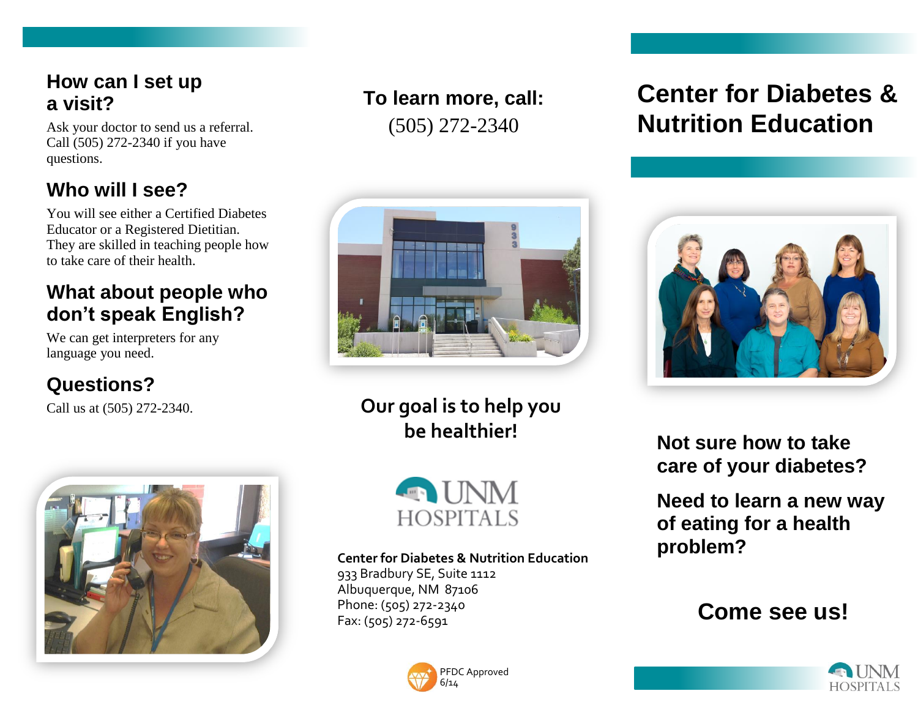## How can I set up a visit?

Ask your doctor to send us a referral. Call (505) 272-2340 if you have questions.

## Who will I see?

You will see either a Certified Diabetes Educator or a Registered Dietitian. They are skilled in teaching people how to take care of their health.

## What about people who don't speak English?

We can get interpreters for any language you need.

## Questions?

Call us at (505) 272-2340.

**To learn more, call:**

(505) 272-2340

**Our goal is to help you be healthier!**

UNM HOSPITALS

**Center for Diabetes & Nutrition Education**
933 Bradbury SE, Suite 1112
Albuquerque, NM 87106
Phone: (505) 272-2340
Fax: (505) 272-6591

PFDC Approved
6/14

# Center for Diabetes & Nutrition Education

**Not sure how to take care of your diabetes?**

**Need to learn a new way of eating for a health problem?**

**Come see us!**

UNM HOSPITALS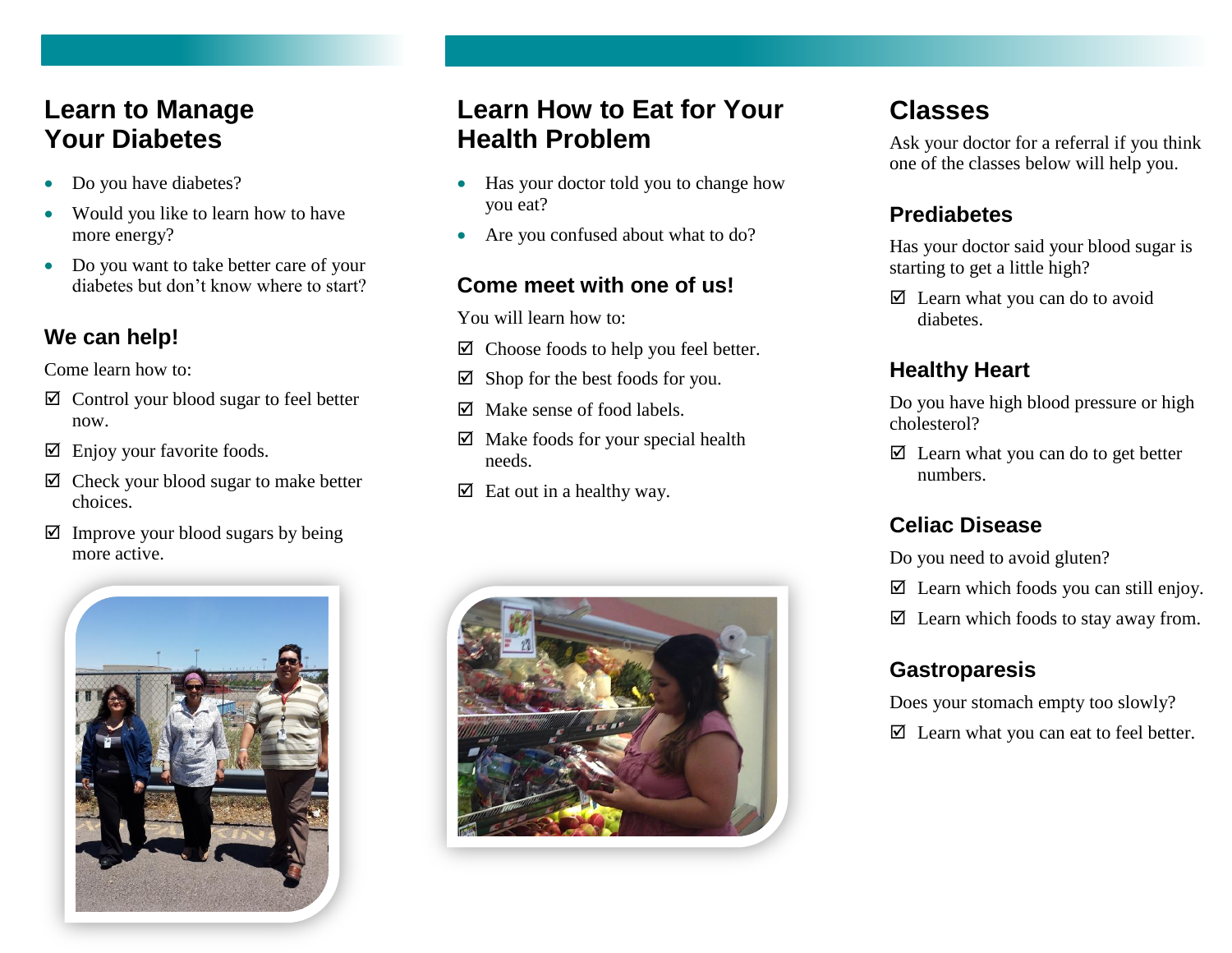## Learn to Manage Your Diabetes

- Do you have diabetes?
- Would you like to learn how to have more energy?
- Do you want to take better care of your diabetes but don't know where to start?

### We can help!

Come learn how to:

- ☑ Control your blood sugar to feel better now.
- ☑ Enjoy your favorite foods.
- ☑ Check your blood sugar to make better choices.
- ☑ Improve your blood sugars by being more active.

## Learn How to Eat for Your Health Problem

- Has your doctor told you to change how you eat?
- Are you confused about what to do?

### Come meet with one of us!

You will learn how to:

- ☑ Choose foods to help you feel better.
- ☑ Shop for the best foods for you.
- ☑ Make sense of food labels.
- ☑ Make foods for your special health needs.
- ☑ Eat out in a healthy way.

## Classes

Ask your doctor for a referral if you think one of the classes below will help you.

### Prediabetes

Has your doctor said your blood sugar is starting to get a little high?

- ☑ Learn what you can do to avoid diabetes.

### Healthy Heart

Do you have high blood pressure or high cholesterol?

- ☑ Learn what you can do to get better numbers.

### Celiac Disease

Do you need to avoid gluten?

- ☑ Learn which foods you can still enjoy.
- ☑ Learn which foods to stay away from.

### Gastroparesis

Does your stomach empty too slowly?

- ☑ Learn what you can eat to feel better.